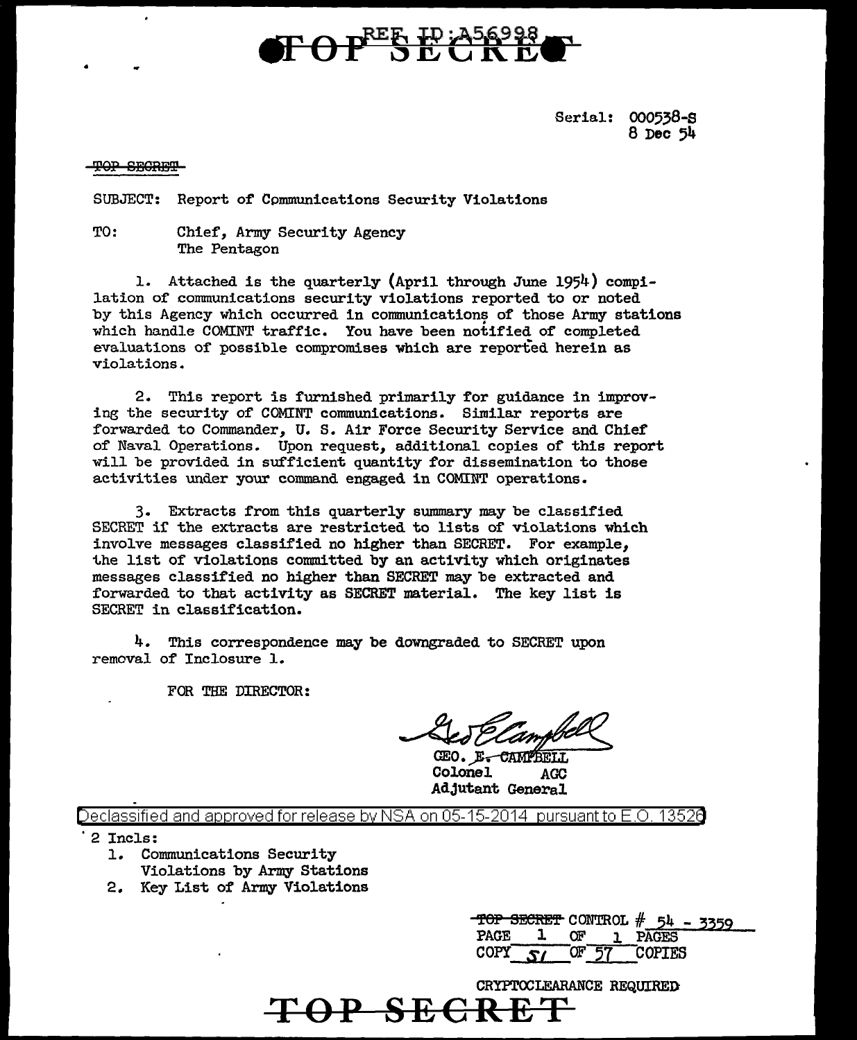TOP SECRET

REF ID:A56998

Serial: 000538-S
8 Dec 54

~~TOP SECRET~~

SUBJECT: Report of Communications Security Violations

TO: Chief, Army Security Agency
The Pentagon

1. Attached is the quarterly (April through June 1954) compilation of communications security violations reported to or noted by this Agency which occurred in communications of those Army stations which handle COMINT traffic. You have been notified of completed evaluations of possible compromises which are reported herein as violations.

2. This report is furnished primarily for guidance in improving the security of COMINT communications. Similar reports are forwarded to Commander, U. S. Air Force Security Service and Chief of Naval Operations. Upon request, additional copies of this report will be provided in sufficient quantity for dissemination to those activities under your command engaged in COMINT operations.

3. Extracts from this quarterly summary may be classified SECRET if the extracts are restricted to lists of violations which involve messages classified no higher than SECRET. For example, the list of violations committed by an activity which originates messages classified no higher than SECRET may be extracted and forwarded to that activity as SECRET material. The key list is SECRET in classification.

4. This correspondence may be downgraded to SECRET upon removal of Inclosure 1.

FOR THE DIRECTOR:

GEO. ~~E. CAMPBELL~~
Colonel AGC
Adjutant General

Declassified and approved for release by NSA on 05-15-2014 pursuant to E.O. 13526

2 Incls:
1. Communications Security Violations by Army Stations
2. Key List of Army Violations

~~TOP SECRET~~ CONTROL # 54 - 3359
PAGE 1 OF 1 PAGES
COPY 51 OF 57 COPIES

CRYPTOCLEARANCE REQUIRED

~~TOP SECRET~~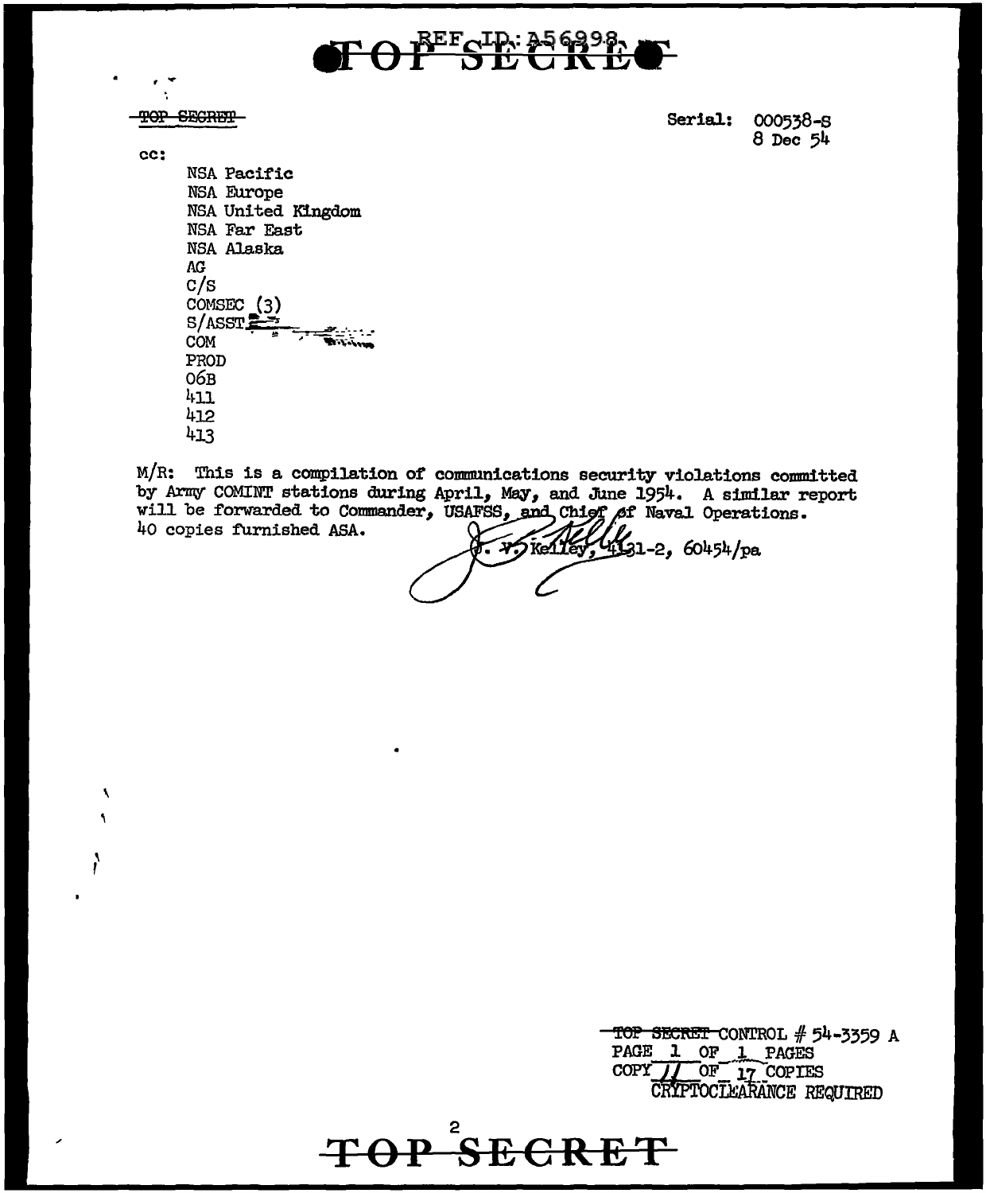TOP SECRET

Serial: 000538-S
8 Dec 54

cc:

NSA Pacific
NSA Europe
NSA United Kingdom
NSA Far East
NSA Alaska
AG
C/S
COMSEC (3)
S/ASST
COM
PROD
06B
411
412
413

M/R: This is a compilation of communications security violations committed by Army COMINT stations during April, May, and June 1954. A similar report will be forwarded to Commander, USAFSS, and Chief of Naval Operations. 40 copies furnished ASA.

J. V. Kelley, 4131-2, 60454/pa

~~TOP SECRET~~ CONTROL # 54-3359 A
PAGE 1 OF 1 PAGES
COPY 11 OF 17 COPIES
CRYPTOCLEARANCE REQUIRED

TOP SECRET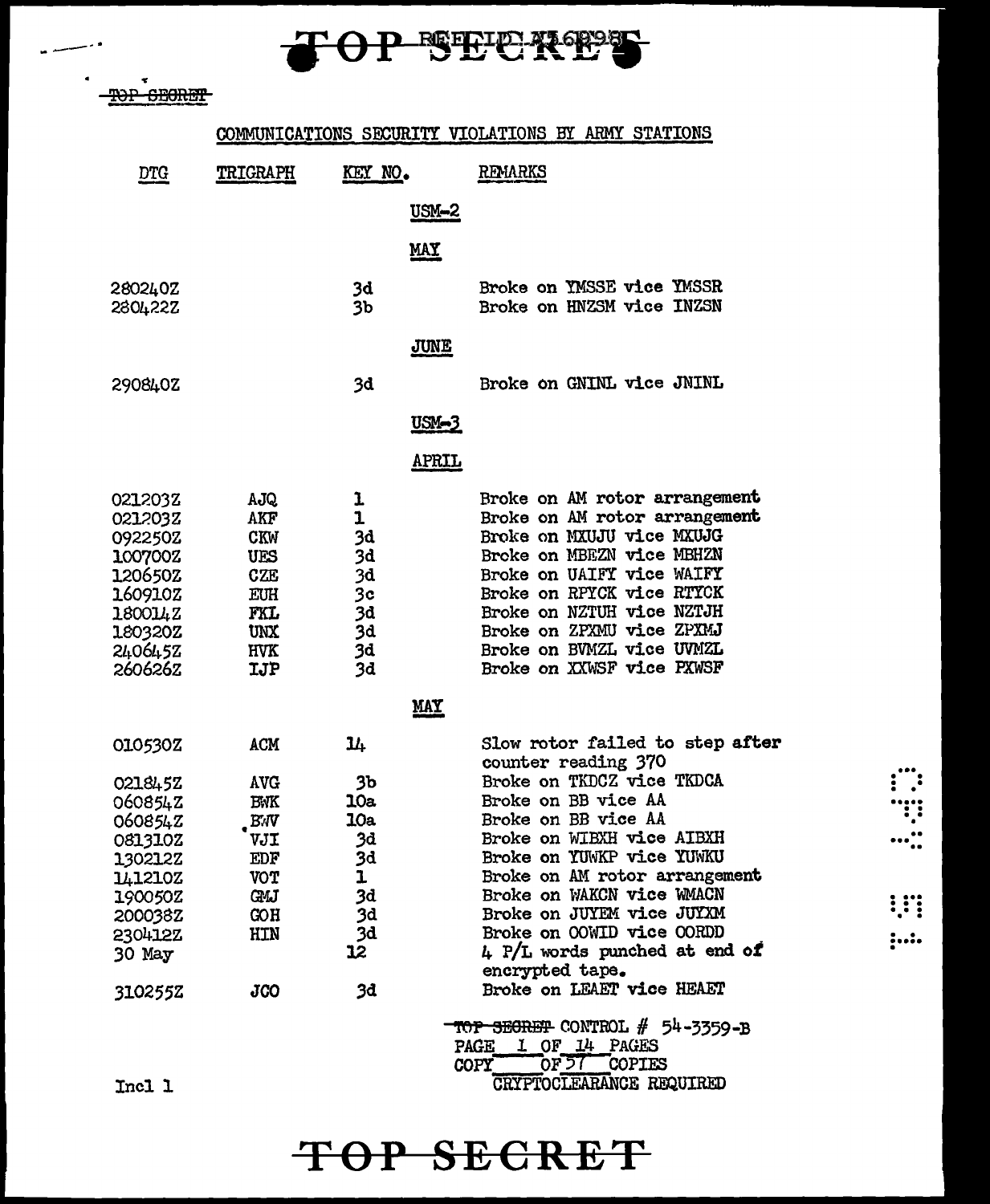TOP SECRET

~~TOP SECRET~~

# COMMUNICATIONS SECURITY VIOLATIONS BY ARMY STATIONS

| DTG | TRIGRAPH | KEY NO. | REMARKS |
|---|---|---|---|
| | | **USM-2** | |
| | | **MAY** | |
| 280240Z | | 3d | Broke on YMSSE vice YMSSR |
| 280422Z | | 3b | Broke on HNZSM vice INZSN |
| | | **JUNE** | |
| 290840Z | | 3d | Broke on GNINL vice JNINL |
| | | **USM-3** | |
| | | **APRIL** | |
| 021203Z | AJQ | 1 | Broke on AM rotor arrangement |
| 021203Z | AKF | 1 | Broke on AM rotor arrangement |
| 092250Z | CKW | 3d | Broke on MXUJU vice MXUJG |
| 100700Z | UES | 3d | Broke on MBEZN vice MBHZN |
| 120650Z | CZE | 3d | Broke on UAIFY vice WAIFY |
| 160910Z | EUH | 3c | Broke on RPYCK vice RTYCK |
| 180014Z | FKL | 3d | Broke on NZTUH vice NZTJH |
| 180320Z | UNX | 3d | Broke on ZPXMU vice ZPXMJ |
| 240645Z | HVK | 3d | Broke on BVMZL vice UVMZL |
| 260626Z | IJP | 3d | Broke on XXWSF vice PXWSF |
| | | **MAY** | |
| 010530Z | ACM | 14 | Slow rotor failed to step after counter reading 370 |
| 021845Z | AVG | 3b | Broke on TKDCZ vice TKDCA |
| 060854Z | BWK | 10a | Broke on BB vice AA |
| 060854Z | BWV | 10a | Broke on BB vice AA |
| 081310Z | VJI | 3d | Broke on WIBXH vice AIBXH |
| 130212Z | EDF | 3d | Broke on YUWKP vice YUWKU |
| 141210Z | VOT | 1 | Broke on AM rotor arrangement |
| 190050Z | GMJ | 3d | Broke on WAKCN vice WMACN |
| 200038Z | GOH | 3d | Broke on JUYEM vice JUYXM |
| 230412Z | HIN | 3d | Broke on OOWID vice OORDD |
| 30 May | | 12 | 4 P/L words punched at end of encrypted tape. |
| 310255Z | JCO | 3d | Broke on LEAET vice HEAET |

~~TOP SECRET~~ CONTROL # 54-3359-B
PAGE 1 OF 14 PAGES
COPY ____ OF 57 COPIES
CRYPTOCLEARANCE REQUIRED

Incl 1

TOP SECRET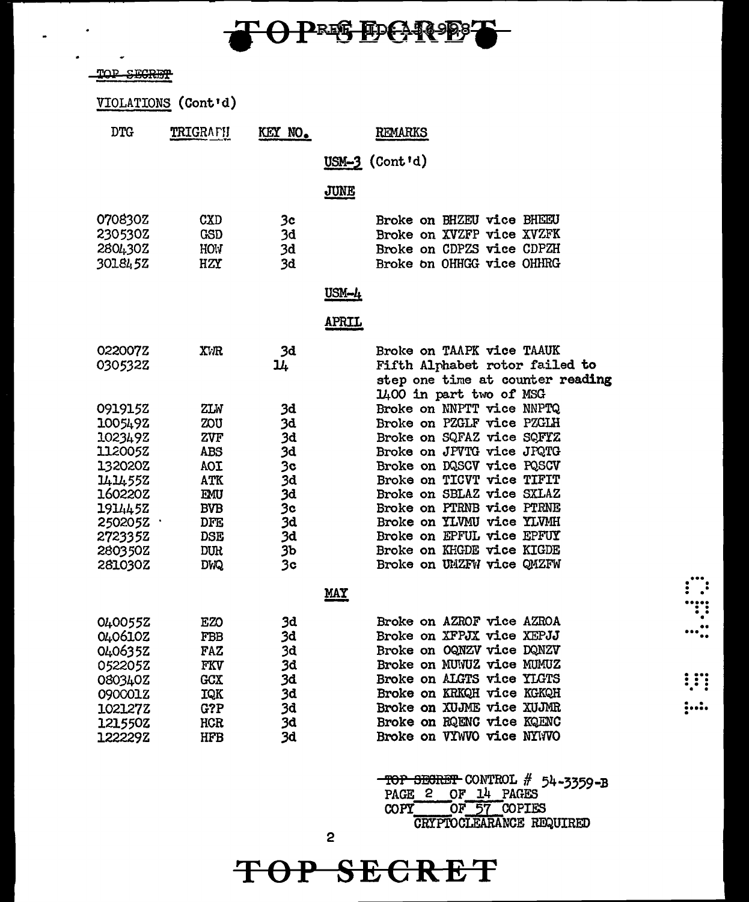~~TOP SECRET~~

VIOLATIONS (Cont'd)

| DTG | TRIGRAPH | KEY NO. | REMARKS |
|---|---|---|---|
| | | | **USM-3 (Cont'd)** |
| | | | **JUNE** |
| 070830Z | CXD | 3c | Broke on BHZEU vice BHEEU |
| 230530Z | GSD | 3d | Broke on XVZFP vice XVZFK |
| 280430Z | HOW | 3d | Broke on CDPZS vice CDPZH |
| 301845Z | HZY | 3d | Broke on OHHGG vice OHHRG |
| | | | **USM-4** |
| | | | **APRIL** |
| 022007Z | XWR | 3d | Broke on TAAPK vice TAAUK |
| 030532Z | | 14 | Fifth Alphabet rotor failed to step one time at counter reading 1400 in part two of MSG |
| 091915Z | ZLW | 3d | Broke on NNPTT vice NNPTQ |
| 100549Z | ZOU | 3d | Broke on PZGLF vice PZGLH |
| 102349Z | ZVF | 3d | Broke on SQFAZ vice SQFYZ |
| 112005Z | ABS | 3d | Broke on JPVTG vice JPQTG |
| 132020Z | AOI | 3c | Broke on DQSCV vice PQSCV |
| 141455Z | ATK | 3d | Broke on TICVT vice TIFIT |
| 160220Z | EMU | 3d | Broke on SBLAZ vice SXLAZ |
| 191445Z | BVB | 3c | Broke on PTRNB vice PTRNE |
| 250205Z | DFE | 3d | Broke on YLVMU vice YLVMH |
| 272335Z | DSE | 3d | Broke on EPFUL vice EPFUY |
| 280350Z | DUR | 3b | Broke on KHGDE vice KIGDE |
| 281030Z | DWQ | 3c | Broke on UMZFW vice QMZFW |
| | | | **MAY** |
| 040055Z | EZO | 3d | Broke on AZROF vice AZROA |
| 040610Z | FBB | 3d | Broke on XFPJX vice XEPJJ |
| 040635Z | FAZ | 3d | Broke on OQNZV vice DQNZV |
| 052205Z | FKV | 3d | Broke on MUWUZ vice MUMUZ |
| 080340Z | GCX | 3d | Broke on ALGTS vice YLGTS |
| 090001Z | IQK | 3d | Broke on KRKQH vice KGKQH |
| 102127Z | G?P | 3d | Broke on XUJME vice XUJMR |
| 121550Z | HCR | 3d | Broke on RQENC vice KQENC |
| 122229Z | HFB | 3d | Broke on VYWVO vice NYWVO |

~~TOP SECRET~~ CONTROL # 54-3359-B
PAGE 2 OF 14 PAGES
COPY ___ OF 57 COPIES
CRYPTOCLEARANCE REQUIRED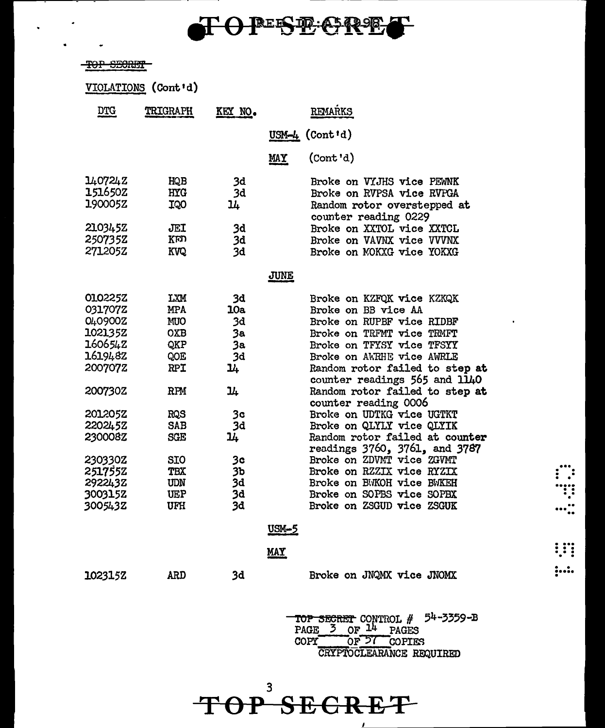~~TOP SECRET~~

VIOLATIONS (Cont'd)

| DTG | TRIGRAPH | KEY NO. | REMARKS |
|---|---|---|---|
| | | | USM-4 (Cont'd) |
| | | | MAY (Cont'd) |
| 140724Z | HQB | 3d | Broke on VYJHS vice PEWNK |
| 151650Z | HYG | 3d | Broke on RVPSA vice RVPGA |
| 190005Z | IQO | 14 | Random rotor overstepped at counter reading 0229 |
| 210345Z | JEI | 3d | Broke on XXTOL vice XXTCL |
| 250735Z | KFD | 3d | Broke on VAVNX vice VVVNX |
| 271205Z | KVQ | 3d | Broke on MOKXG vice YOKXG |
| | | | JUNE |
| 010225Z | LXM | 3d | Broke on KZFQK vice KZKQK |
| 031707Z | MPA | 10a | Broke on BB vice AA |
| 040900Z | MUO | 3d | Broke on RUPBF vice RIDBF |
| 102135Z | OXB | 3a | Broke on TRFMT vice TRMFT |
| 160654Z | QKP | 3a | Broke on TFYSY vice TFSYY |
| 161948Z | QOE | 3d | Broke on AWRHE vice AWRLE |
| 200707Z | RPI | 14 | Random rotor failed to step at counter readings 565 and 1140 |
| 200730Z | RPM | 14 | Random rotor failed to step at counter reading 0006 |
| 201205Z | RQS | 3c | Broke on UDTKG vice UGTKT |
| 220245Z | SAB | 3d | Broke on QLYLY vice QLYIK |
| 230008Z | SGE | 14 | Random rotor failed at counter readings 3760, 3761, and 3787 |
| 230330Z | SIO | 3c | Broke on ZDVMT vice ZGVMT |
| 251755Z | TBX | 3b | Broke on RZZIX vice RYZIX |
| 292243Z | UDN | 3d | Broke on BWKOH vice BWKEH |
| 300315Z | UEP | 3d | Broke on SOPBS vice SOPBX |
| 300543Z | UFH | 3d | Broke on ZSGUD vice ZSGUK |
| | | | USM-5 |
| | | | MAY |
| 102315Z | ARD | 3d | Broke on JNQMX vice JNOMX |

~~TOP SECRET~~ CONTROL # 54-3359-B
PAGE 3 OF 14 PAGES
COPY ___ OF 57 COPIES
CRYPTOCLEARANCE REQUIRED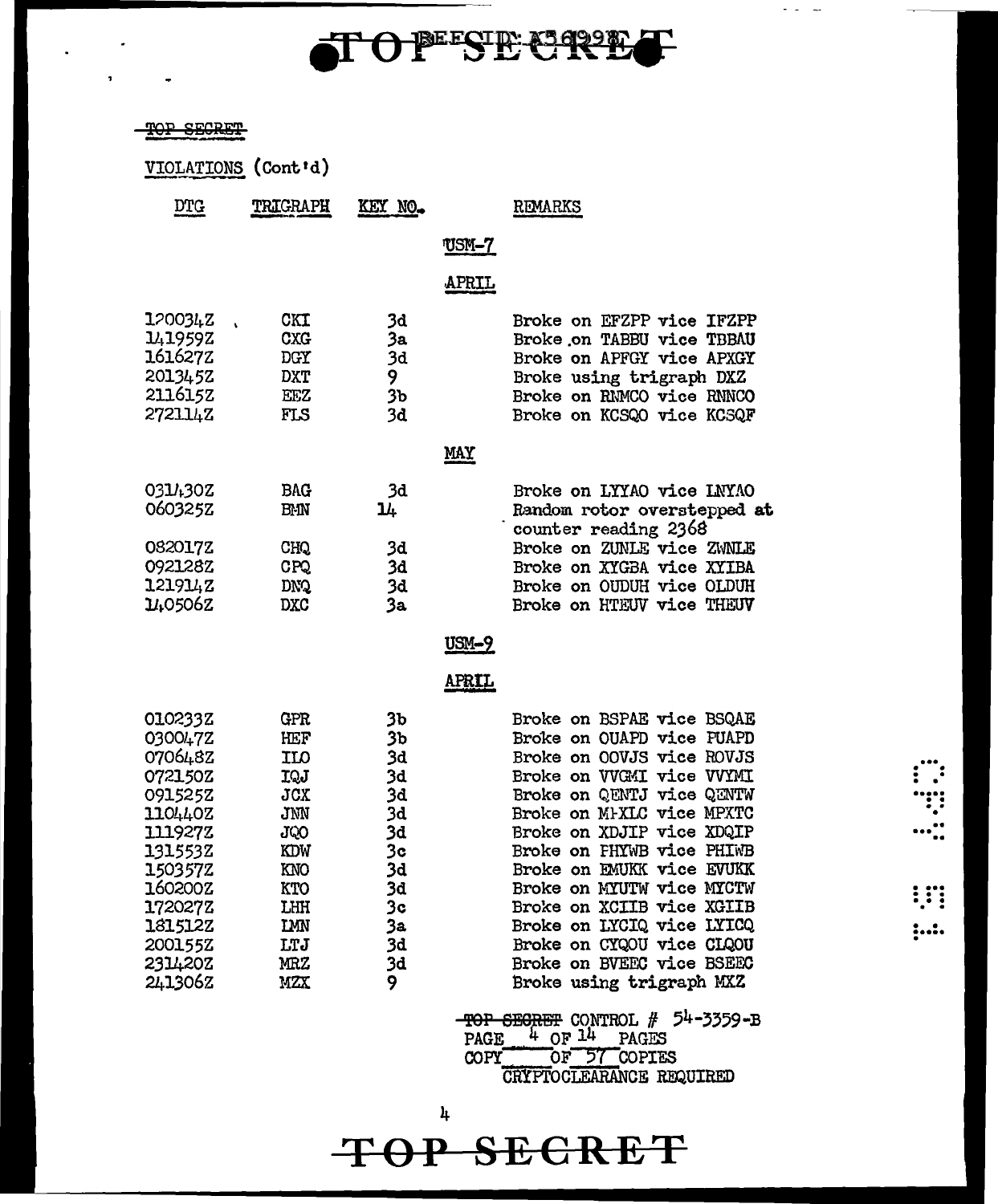TOP SECRET

VIOLATIONS (Cont'd)

| DTG | TRIGRAPH | KEY NO. | REMARKS |
|---|---|---|---|
| | | | **USM-7** |
| | | | **APRIL** |
| 120034Z | CKI | 3d | Broke on EFZPP vice IFZPP |
| 141959Z | CXG | 3a | Broke on TABBU vice TBBAU |
| 161627Z | DGY | 3d | Broke on APFGY vice APXGY |
| 201345Z | DXT | 9 | Broke using trigraph DXZ |
| 211615Z | EEZ | 3b | Broke on RNMCO vice RNNCO |
| 272114Z | FLS | 3d | Broke on KCSQO vice KCSQF |
| | | | **MAY** |
| 031430Z | BAG | 3d | Broke on LYYAO vice LNYAO |
| 060325Z | BMN | 14 | Random rotor overstepped at counter reading 2368 |
| 082017Z | CHQ | 3d | Broke on ZUNLE vice ZWNLE |
| 092128Z | CPQ | 3d | Broke on XYGBA vice XYIBA |
| 121914Z | DNQ | 3d | Broke on OUDUH vice OLDUH |
| 140506Z | DXC | 3a | Broke on HTEUV vice THEUV |
| | | | **USM-9** |
| | | | **APRIL** |
| 010233Z | GPR | 3b | Broke on BSPAE vice BSQAE |
| 030047Z | HEF | 3b | Broke on OUAPD vice PUAPD |
| 070648Z | ILO | 3d | Broke on OOVJS vice ROVJS |
| 072150Z | IQJ | 3d | Broke on VVGMI vice VVYMI |
| 091525Z | JCX | 3d | Broke on QENTJ vice QENTW |
| 110440Z | JNN | 3d | Broke on MHXLC vice MPXTC |
| 111927Z | JQO | 3d | Broke on XDJIP vice XDQIP |
| 131553Z | KDW | 3c | Broke on PHYWB vice PHIWB |
| 150357Z | KNO | 3d | Broke on EMUKK vice EVUKK |
| 160200Z | KTO | 3d | Broke on MYUTW vice MYCTW |
| 172027Z | LHH | 3c | Broke on XCIIB vice XGIIB |
| 181512Z | LMN | 3a | Broke on LYCIQ vice LYICQ |
| 200155Z | LTJ | 3d | Broke on CYQOU vice CLQOU |
| 231420Z | MRZ | 3d | Broke on BVEEC vice BSEEC |
| 241306Z | MZX | 9 | Broke using trigraph MXZ |

~~TOP SECRET~~ CONTROL # 54-3359-B
PAGE 4 OF 14 PAGES
COPY ___ OF 57 COPIES
CRYPTOCLEARANCE REQUIRED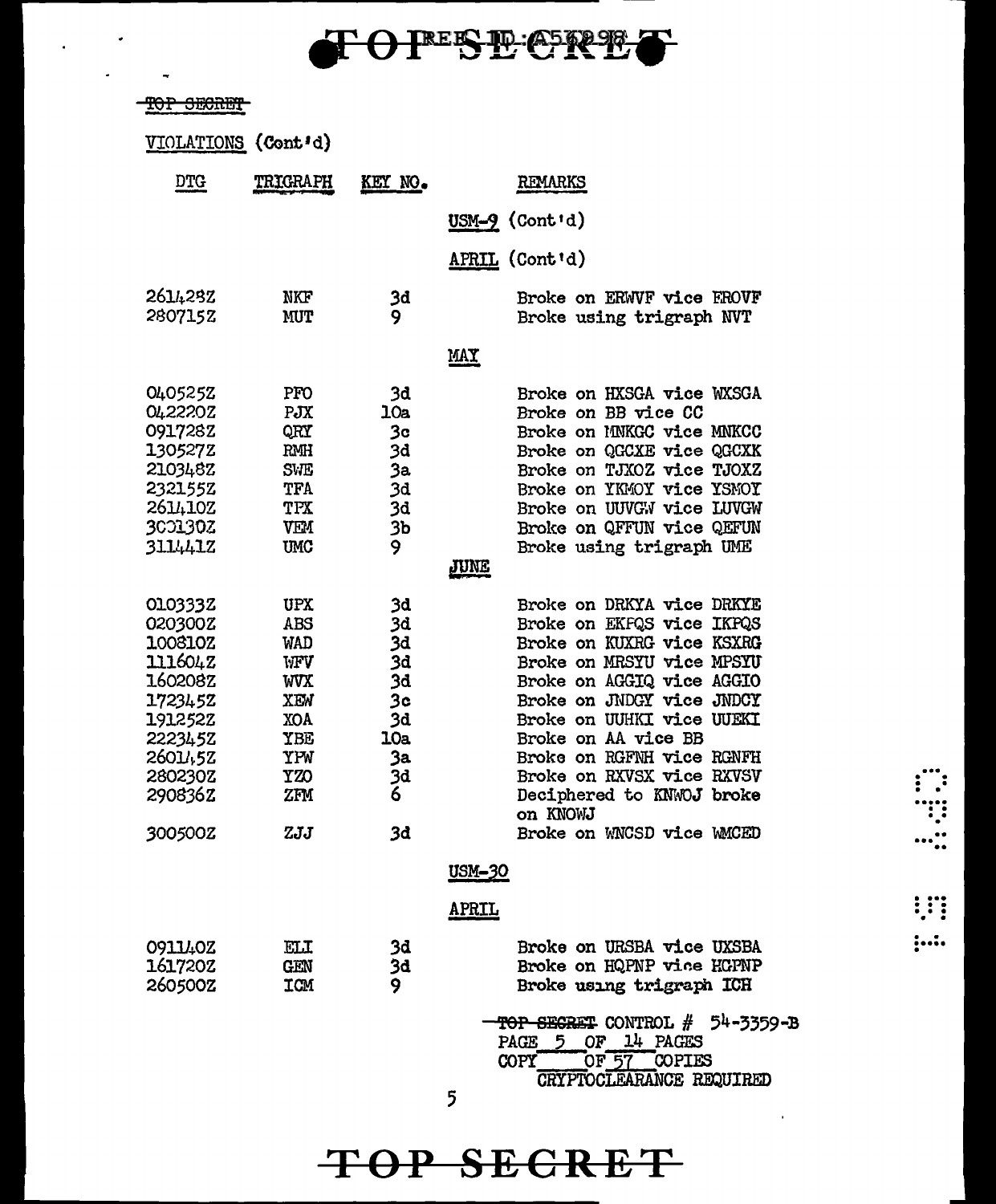TOP SECRET

VIOLATIONS (Cont'd)

| DTG | TRIGRAPH | KEY NO. | REMARKS |
|---|---|---|---|
| | | | **USM-9 (Cont'd)** |
| | | | **APRIL (Cont'd)** |
| 261428Z | NKF | 3d | Broke on ERWVF vice EROVF |
| 280715Z | MUT | 9 | Broke using trigraph NVT |
| | | | **MAY** |
| 040525Z | PFO | 3d | Broke on HXSGA vice WXSGA |
| 042220Z | PJX | 10a | Broke on BB vice CC |
| 091728Z | QRY | 3c | Broke on MNKGC vice MNKCC |
| 130527Z | RMH | 3d | Broke on QGCXE vice QGCXK |
| 210348Z | SWE | 3a | Broke on TJXOZ vice TJOXZ |
| 232155Z | TFA | 3d | Broke on YKMOY vice YSMOY |
| 261410Z | TPX | 3d | Broke on UUVGW vice LUVGW |
| 300130Z | VEM | 3b | Broke on QFFUN vice QEFUN |
| 311441Z | UMC | 9 | Broke using trigraph UME |
| | | | **JUNE** |
| 010333Z | UPX | 3d | Broke on DRKYA vice DRKYE |
| 020300Z | ABS | 3d | Broke on EKFQS vice IKPQS |
| 100810Z | WAD | 3d | Broke on KUXRG vice KSXRG |
| 111604Z | WFV | 3d | Broke on MRSYU vice MPSYU |
| 160208Z | WVX | 3d | Broke on AGGIQ vice AGGIO |
| 172345Z | XEW | 3c | Broke on JNDGY vice JNDCY |
| 191252Z | XOA | 3d | Broke on UUHKI vice UUEKI |
| 222345Z | YBE | 10a | Broke on AA vice BB |
| 260145Z | YPW | 3a | Broke on RGFNH vice RGNFH |
| 280230Z | YZO | 3d | Broke on RXVSX vice RXVSV |
| 290836Z | ZFM | 6 | Deciphered to KNWOJ broke on KNOWJ |
| 300500Z | ZJJ | 3d | Broke on WNCSD vice WMCED |
| | | | **USM-30** |
| | | | **APRIL** |
| 091140Z | ELI | 3d | Broke on URSBA vice UXSBA |
| 161720Z | GEN | 3d | Broke on HQPNP vice HGPNP |
| 260500Z | ICM | 9 | Broke using trigraph ICH |

TOP SECRET CONTROL # 54-3359-B
PAGE 5 OF 14 PAGES
COPY \_\_\_ OF 57 COPIES
CRYPTOCLEARANCE REQUIRED

TOP SECRET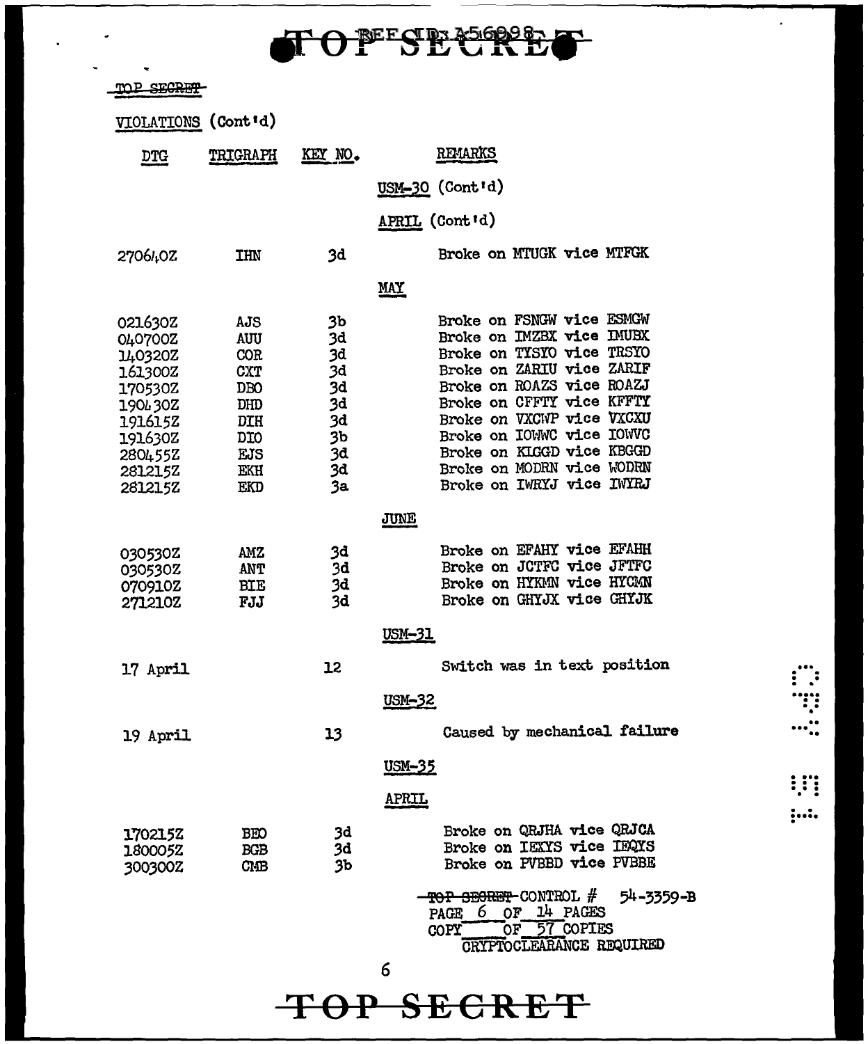TOP SECRET

VIOLATIONS (Cont'd)

| DTG | TRIGRAPH | KEY NO. | REMARKS |
|---|---|---|---|
| | | | USM-30 (Cont'd) |
| | | | APRIL (Cont'd) |
| 270640Z | IHN | 3d | Broke on MTUGK vice MTFGK |
| | | | MAY |
| 021630Z | AJS | 3b | Broke on FSNGW vice ESMGW |
| 040700Z | AUU | 3d | Broke on IMZBX vice IMUBX |
| 140320Z | COR | 3d | Broke on TYSYO vice TRSYO |
| 161300Z | CXT | 3d | Broke on ZARIU vice ZARIF |
| 170530Z | DBO | 3d | Broke on ROAZS vice ROAZJ |
| 190430Z | DHD | 3d | Broke on CFFTY vice KFFTY |
| 191615Z | DIH | 3d | Broke on VXCWP vice VXCXU |
| 191630Z | DIO | 3b | Broke on IOWWC vice IOWVC |
| 280455Z | EJS | 3d | Broke on KIGGD vice KBGGD |
| 281215Z | EKH | 3d | Broke on MODRN vice WODRN |
| 281215Z | EKD | 3a | Broke on IWRYJ vice IWYRJ |
| | | | JUNE |
| 030530Z | AMZ | 3d | Broke on EFAHY vice EFAHH |
| 030530Z | ANT | 3d | Broke on JCTFC vice JFTFC |
| 070910Z | BIE | 3d | Broke on HYKMN vice HYCMN |
| 271210Z | FJJ | 3d | Broke on GHYJX vice GHYJK |
| | | | USM-31 |
| 17 April | | 12 | Switch was in text position |
| | | | USM-32 |
| 19 April | | 13 | Caused by mechanical failure |
| | | | USM-35 |
| | | | APRIL |
| 170215Z | BEO | 3d | Broke on QRJHA vice QRJCA |
| 180005Z | BGB | 3d | Broke on IEXYS vice IEQYS |
| 300300Z | CMB | 3b | Broke on PVBBD vice PVBBE |

TOP SECRET CONTROL # 54-3359-B
PAGE 6 OF 14 PAGES
COPY ___ OF 57 COPIES
CRYPTOCLEARANCE REQUIRED

TOP SECRET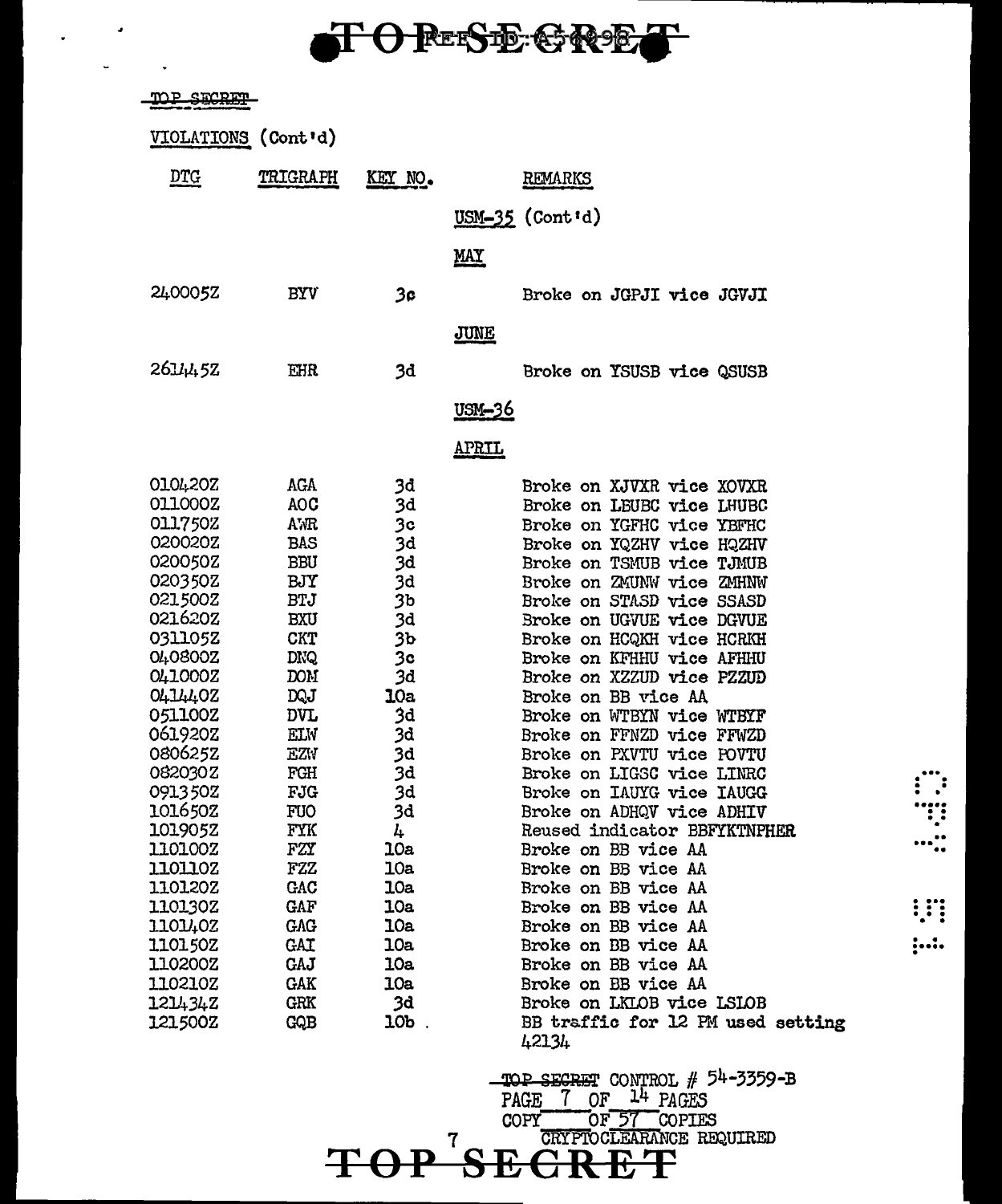TOP SECRET

VIOLATIONS (Cont'd)

| DTG | TRIGRAPH | KEY NO. | REMARKS |
|---|---|---|---|
| | | | **USM-35 (Cont'd)** |
| | | | **MAY** |
| 240005Z | BYV | 3c | Broke on JGPJI vice JGVJI |
| | | | **JUNE** |
| 261445Z | EHR | 3d | Broke on YSUSB vice QSUSB |
| | | | **USM-36** |
| | | | **APRIL** |
| 010420Z | AGA | 3d | Broke on XJVXR vice XOVXR |
| 011000Z | AOC | 3d | Broke on LBUBC vice LHUBC |
| 011750Z | AWR | 3c | Broke on YGFHC vice YBFHC |
| 020020Z | BAS | 3d | Broke on YQZHV vice HQZHV |
| 020050Z | BBU | 3d | Broke on TSMUB vice TJMUB |
| 020350Z | BJY | 3d | Broke on ZMUNW vice ZMHNW |
| 021500Z | BTJ | 3b | Broke on STASD vice SSASD |
| 021620Z | BXU | 3d | Broke on UGVUE vice DGVUE |
| 031105Z | CKT | 3b | Broke on HCQKH vice HCRKH |
| 040800Z | DNQ | 3c | Broke on KFHHU vice AFHHU |
| 041000Z | DOM | 3d | Broke on XZZUD vice PZZUD |
| 041440Z | DQJ | 10a | Broke on BB vice AA |
| 051100Z | DVL | 3d | Broke on WTBYN vice WTBYF |
| 061920Z | EIW | 3d | Broke on FFNZD vice FFWZD |
| 080625Z | EZW | 3d | Broke on PXVTU vice POVTU |
| 082030Z | FGH | 3d | Broke on LIGSC vice LINRC |
| 091350Z | FJG | 3d | Broke on IAUYG vice IAUGG |
| 101650Z | FUO | 3d | Broke on ADHQV vice ADHIV |
| 101905Z | FYK | 4 | Reused indicator BBFYKTNPHER |
| 110100Z | FZY | 10a | Broke on BB vice AA |
| 110110Z | FZZ | 10a | Broke on BB vice AA |
| 110120Z | GAC | 10a | Broke on BB vice AA |
| 110130Z | GAF | 10a | Broke on BB vice AA |
| 110140Z | GAG | 10a | Broke on BB vice AA |
| 110150Z | GAI | 10a | Broke on BB vice AA |
| 110200Z | GAJ | 10a | Broke on BB vice AA |
| 110210Z | GAK | 10a | Broke on BB vice AA |
| 121434Z | GRK | 3d | Broke on LKLOB vice LSLOB |
| 121500Z | GQB | 10b | BB traffic for 12 PM used setting 42134 |

TOP SECRET CONTROL # 54-3359-B
PAGE 7 OF 14 PAGES
COPY ____ OF 57 COPIES
CRYPTOCLEARANCE REQUIRED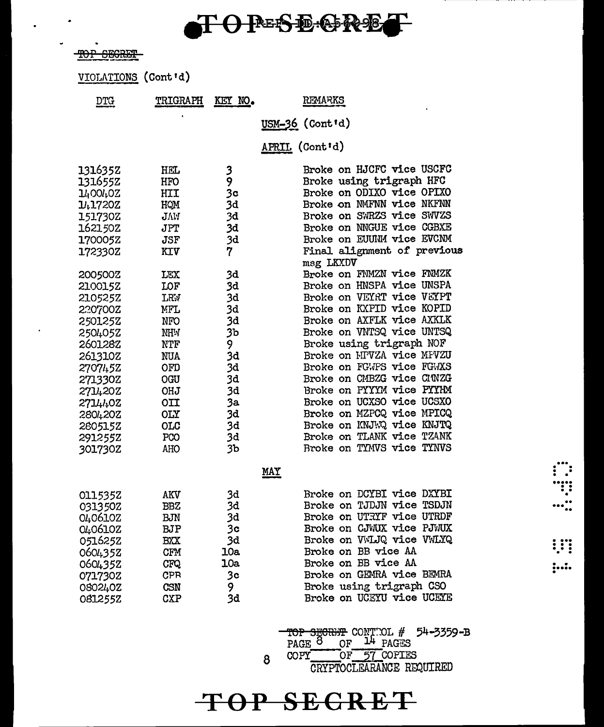TOP SECRET

VIOLATIONS (Cont'd)

| DTG | TRIGRAPH | KEY NO. | REMARKS |
|---|---|---|---|
| | | | USM-36 (Cont'd) |
| | | | APRIL (Cont'd) |
| 131635Z | HEL | 3 | Broke on HJCFC vice USCFC |
| 131655Z | HFO | 9 | Broke using trigraph HFC |
| 140040Z | HII | 3c | Broke on ODIXO vice OPIXO |
| 141720Z | HQM | 3d | Broke on NMFNN vice NKFNN |
| 151730Z | JAW | 3d | Broke on SWRZS vice SWVZS |
| 162150Z | JPT | 3d | Broke on NNGUE vice CGBXE |
| 170005Z | JSF | 3d | Broke on EUUNM vice EVCNM |
| 172330Z | KIV | 7 | Final alignment of previous msg LKXDV |
| 200500Z | LEX | 3d | Broke on FNMZN vice FNMZK |
| 210015Z | LOF | 3d | Broke on HNSPA vice UNSPA |
| 210525Z | LRW | 3d | Broke on VEYRT vice VEYPT |
| 220700Z | MFL | 3d | Broke on KXPID vice KOPID |
| 250125Z | NFO | 3d | Broke on AXFLK vice AXKLK |
| 250405Z | NHW | 3b | Broke on VNTSQ vice UNTSQ |
| 260128Z | NTF | 9 | Broke using trigraph NOF |
| 261310Z | NUA | 3d | Broke on MPVZA vice MPVZU |
| 270745Z | OFD | 3d | Broke on FGWPS vice FGWXS |
| 271330Z | OGU | 3d | Broke on CMBZG vice CMNZG |
| 271420Z | OHJ | 3d | Broke on PYYYM vice PYYHM |
| 271440Z | OII | 3a | Broke on UCXSO vice UCSXO |
| 280420Z | OLY | 3d | Broke on MZPCQ vice MPICQ |
| 280515Z | OLC | 3d | Broke on KNJWQ vice KNJTQ |
| 291255Z | PCO | 3d | Broke on TLANK vice TZANK |
| 301730Z | AHO | 3b | Broke on TYMVS vice TYNVS |
| | | | MAY |
| 011535Z | AKV | 3d | Broke on DCYBI vice DXYBI |
| 031350Z | BBZ | 3d | Broke on TJDJN vice TSDJN |
| 040610Z | BJN | 3d | Broke on UTRYF vice UTRDF |
| 040610Z | BJP | 3c | Broke on CJWUX vice PJWUX |
| 051625Z | BXX | 3d | Broke on VWLJQ vice VWLYQ |
| 060435Z | CFM | 10a | Broke on BB vice AA |
| 060435Z | CFQ | 10a | Broke on BB vice AA |
| 071730Z | CPR | 3c | Broke on GEMRA vice BEMRA |
| 080240Z | CSN | 9 | Broke using trigraph CSO |
| 081255Z | CXP | 3d | Broke on UCEYU vice UCEYE |

TOP SECRET CONTROL # 54-3359-B
PAGE 8 OF 14 PAGES
COPY ___ OF 57 COPIES
CRYPTOCLEARANCE REQUIRED

TOP SECRET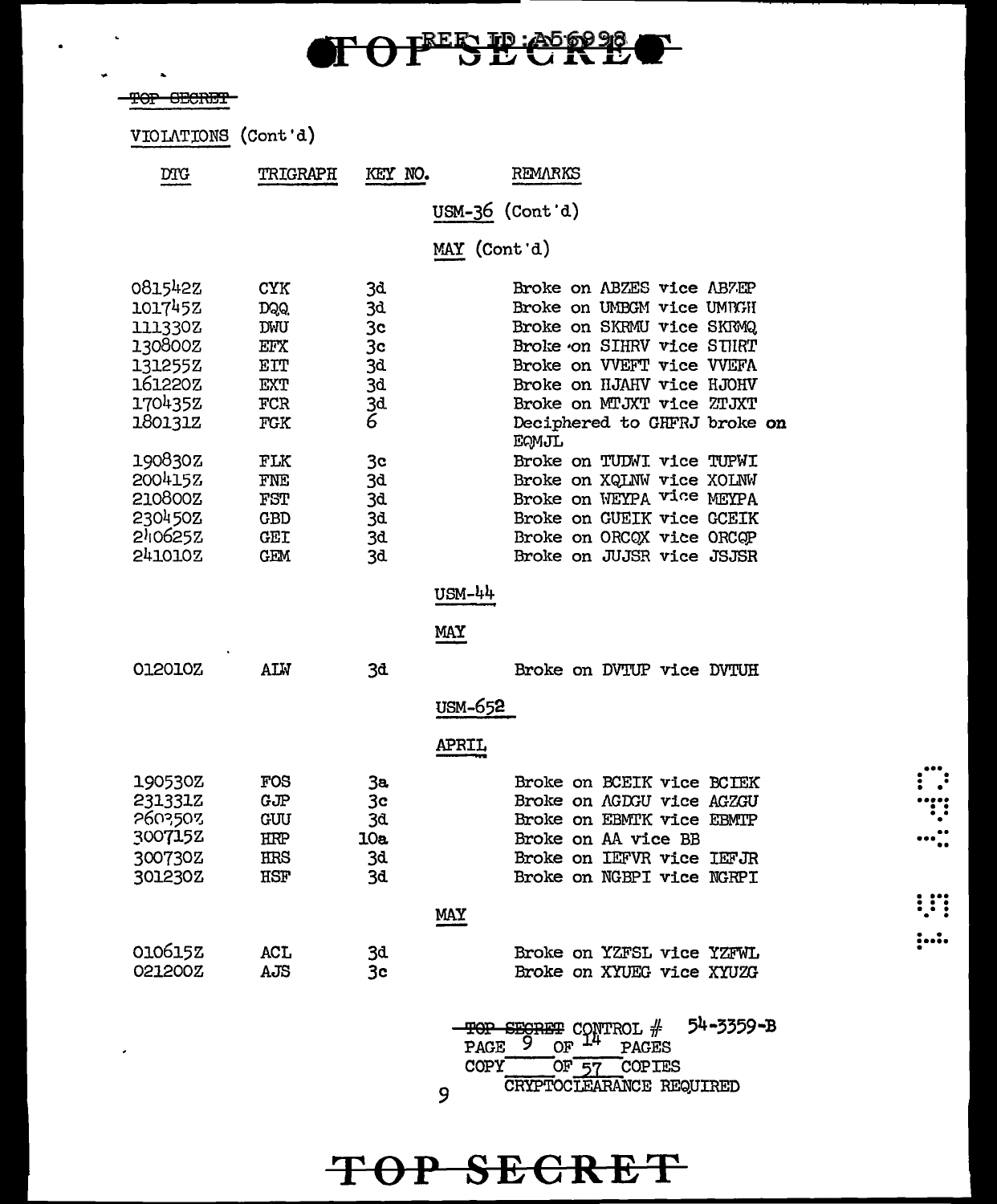TOP SECRET

REF ID:A56998

~~TOP SECRET~~

VIOLATIONS (Cont'd)

| DTG | TRIGRAPH | KEY NO. | REMARKS |
|---|---|---|---|
| | | | USM-36 (Cont'd) |
| | | | MAY (Cont'd) |
| 081542Z | CYK | 3d | Broke on ABZES vice ABZEP |
| 101745Z | DQQ | 3d | Broke on UMBGM vice UMBGH |
| 111330Z | DWU | 3c | Broke on SKRMU vice SKRMQ |
| 130800Z | EFX | 3c | Broke on SIHRV vice STIIRT |
| 131255Z | EIT | 3d | Broke on VVEFT vice VVEFA |
| 161220Z | EXT | 3d | Broke on HJAHV vice HJOHV |
| 170435Z | FCR | 3d | Broke on MTJXT vice ZTJXT |
| 180131Z | FGK | 6 | Deciphered to GHFRJ broke on EQMJL |
| 190830Z | FLK | 3c | Broke on TUDWI vice TUPWI |
| 200415Z | FNE | 3d | Broke on XQLNW vice XOLNW |
| 210800Z | FST | 3d | Broke on WEYPA vice MEYPA |
| 230450Z | GBD | 3d | Broke on GUEIK vice GCEIK |
| 240625Z | GEI | 3d | Broke on ORCQX vice ORCQP |
| 241010Z | GEM | 3d | Broke on JUJSR vice JSJSR |
| | | | USM-44 |
| | | | MAY |
| 012010Z | AIW | 3d | Broke on DVTUP vice DVTUH |
| | | | USM-652 |
| | | | APRIL |
| 190530Z | FOS | 3a | Broke on BCEIK vice BCIEK |
| 231331Z | GJP | 3c | Broke on AGDGU vice AGZGU |
| 260350Z | GUU | 3d | Broke on EBMTK vice EBMTP |
| 300715Z | HRP | 10a | Broke on AA vice BB |
| 300730Z | HRS | 3d | Broke on IEFVR vice IEFJR |
| 301230Z | HSF | 3d | Broke on NGBPI vice NGRPI |
| | | | MAY |
| 010615Z | ACL | 3d | Broke on YZFSL vice YZFWL |
| 021200Z | AJS | 3c | Broke on XYUEG vice XYUZG |

~~TOP SECRET~~ CONTROL # 54-3359-B
PAGE 9 OF 14 PAGES
COPY \_\_\_ OF 57 COPIES
CRYPTOCLEARANCE REQUIRED

TOP SECRET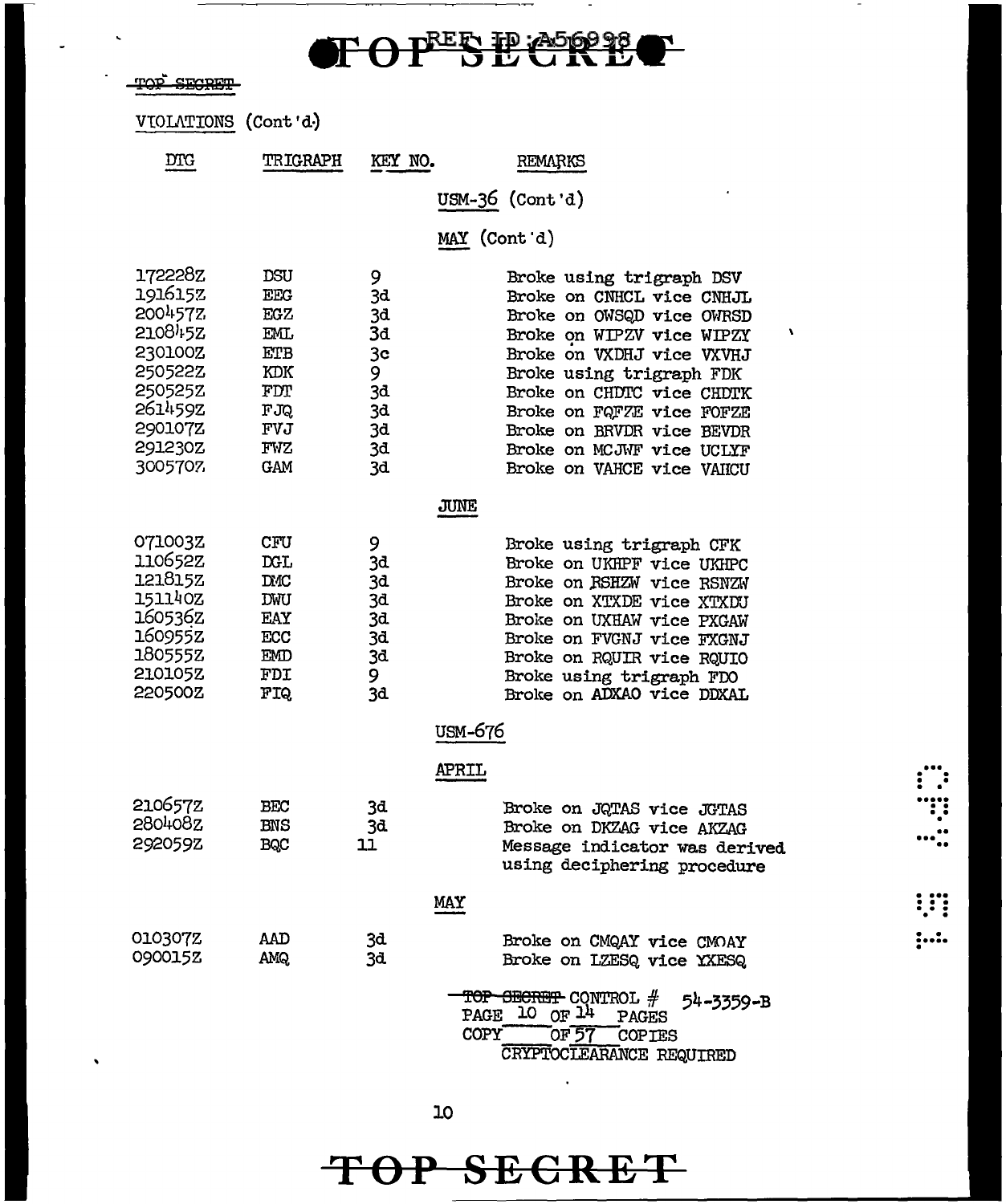TOP SECRET

VIOLATIONS (Cont'd)

| DTG | TRIGRAPH | KEY NO. | REMARKS |
|---|---|---|---|
| | | | **USM-36 (Cont'd)** |
| | | | **MAY (Cont'd)** |
| 172228Z | DSU | 9 | Broke using trigraph DSV |
| 191615Z | EEG | 3d | Broke on CNHCL vice CNHJL |
| 200457Z | EGZ | 3d | Broke on OWSQD vice OWRSD |
| 210845Z | EML | 3d | Broke on WIPZV vice WIPZY |
| 230100Z | ETB | 3c | Broke on VXDHJ vice VXVHJ |
| 250522Z | KDK | 9 | Broke using trigraph FDK |
| 250525Z | FDT | 3d | Broke on CHDTC vice CHDTK |
| 261459Z | FJQ | 3d | Broke on FQFZE vice FOFZE |
| 290107Z | FVJ | 3d | Broke on BRVDR vice BEVDR |
| 291230Z | FWZ | 3d | Broke on MCJWF vice UCLYF |
| 300570Z | GAM | 3d | Broke on VAHCE vice VAHCU |
| | | | **JUNE** |
| 071003Z | CFU | 9 | Broke using trigraph CFK |
| 110652Z | DGL | 3d | Broke on UKHPF vice UKHPC |
| 121815Z | DMC | 3d | Broke on RSHZW vice RSNZW |
| 151140Z | DWU | 3d | Broke on XTXDE vice XTXDU |
| 160536Z | EAY | 3d | Broke on UXHAW vice PXGAW |
| 160955Z | ECC | 3d | Broke on FVGNJ vice FXGNJ |
| 180555Z | EMD | 3d | Broke on RQUIR vice RQUIO |
| 210105Z | FDI | 9 | Broke using trigraph FDO |
| 220500Z | FIQ | 3d | Broke on ADXAO vice DDXAL |
| | | | **USM-676** |
| | | | **APRIL** |
| 210657Z | BEC | 3d | Broke on JQTAS vice JGTAS |
| 280408Z | BNS | 3d | Broke on DKZAG vice AKZAG |
| 292059Z | BQC | 11 | Message indicator was derived using deciphering procedure |
| | | | **MAY** |
| 010307Z | AAD | 3d | Broke on CMQAY vice CMOAY |
| 090015Z | AMQ | 3d | Broke on LZESQ vice YXESQ |

~~TOP SECRET~~ CONTROL # 54-3359-B
PAGE 10 OF 14 PAGES
COPY ____ OF 57 COPIES
CRYPTOCLEARANCE REQUIRED

TOP SECRET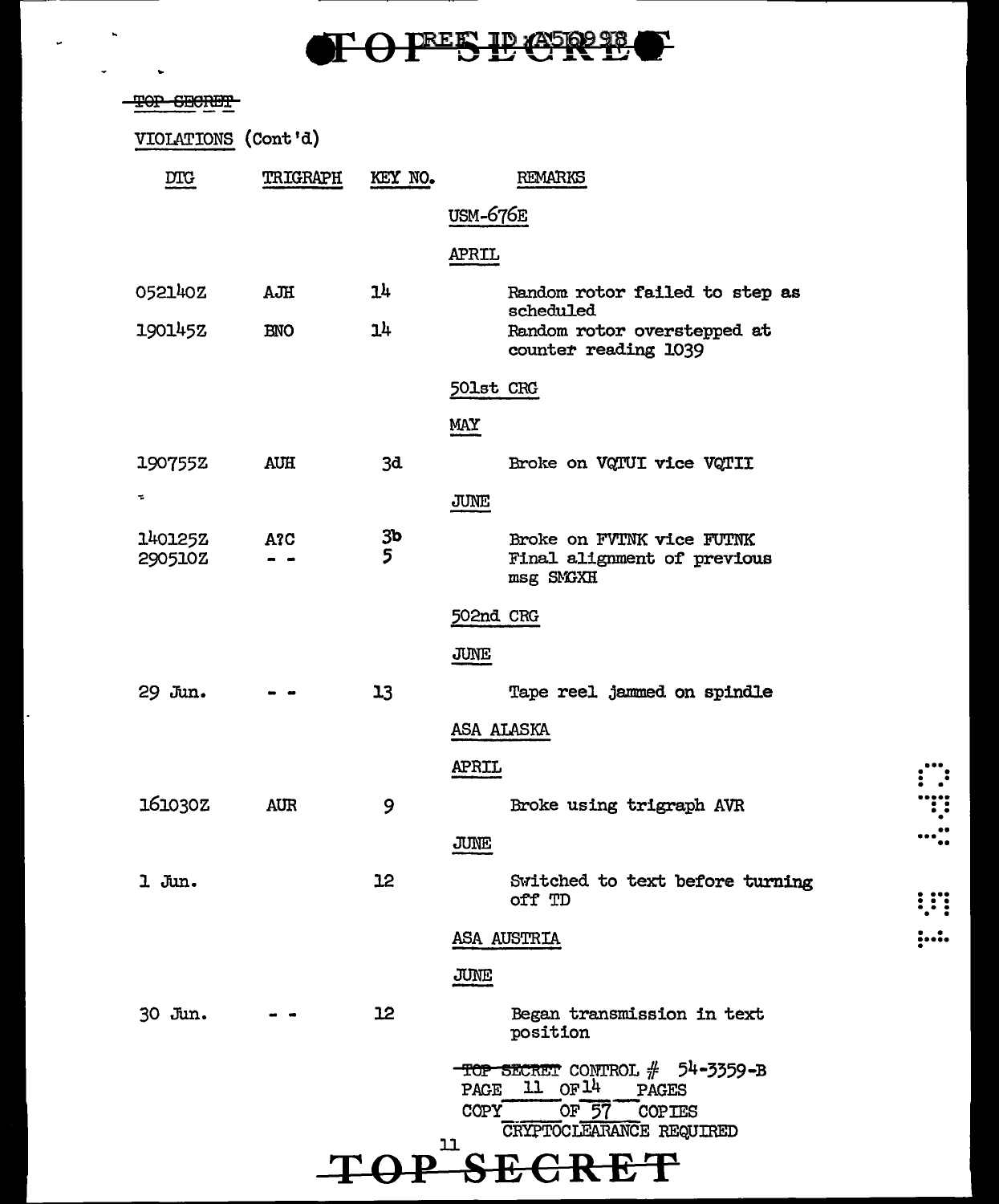~~TOP SECRET~~

VIOLATIONS (Cont'd)

| DTG | TRIGRAPH | KEY NO. | REMARKS |
|---|---|---|---|
| | | | USM-676E |
| | | | APRIL |
| 052140Z | AJH | 14 | Random rotor failed to step as scheduled |
| 190145Z | BNO | 14 | Random rotor overstepped at counter reading 1039 |
| | | | 501st CRG |
| | | | MAY |
| 190755Z | AUH | 3d | Broke on VQTUI vice VQTII |
| | | | JUNE |
| 140125Z | A?C | 3b | Broke on FVTNK vice FUTNK |
| 290510Z | - - | 5 | Final alignment of previous msg SMGXH |
| | | | 502nd CRG |
| | | | JUNE |
| 29 Jun. | - - | 13 | Tape reel jammed on spindle |
| | | | ASA ALASKA |
| | | | APRIL |
| 161030Z | AUR | 9 | Broke using trigraph AVR |
| | | | JUNE |
| 1 Jun. | | 12 | Switched to text before turning off TD |
| | | | ASA AUSTRIA |
| | | | JUNE |
| 30 Jun. | - - | 12 | Began transmission in text position |

~~TOP SECRET~~ CONTROL # 54-3359-B
PAGE 11 OF 14 PAGES
COPY \_\_\_ OF 57 COPIES
CRYPTOCLEARANCE REQUIRED

TOP SECRET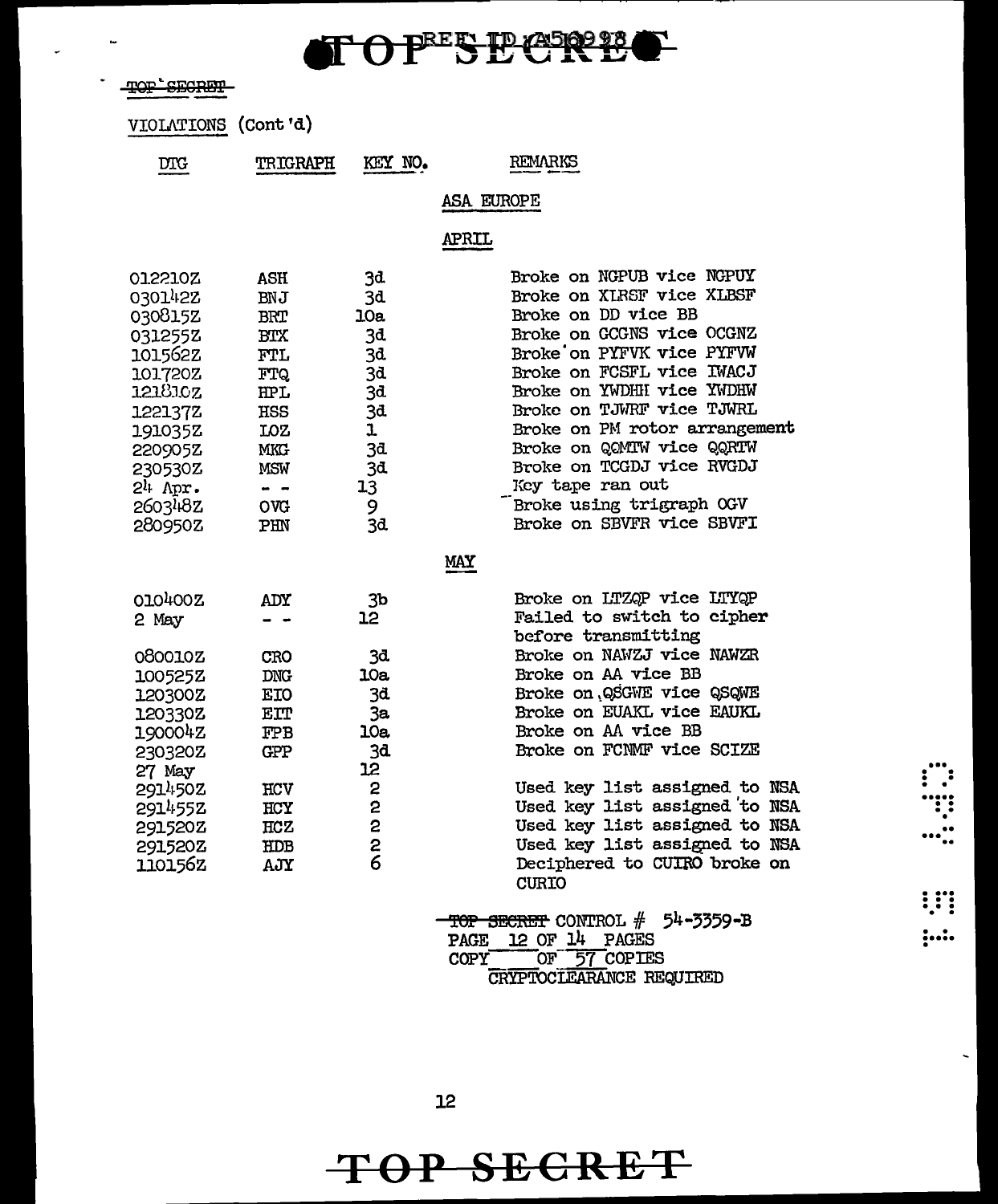TOP SECRET

VIOLATIONS (Cont'd)

| DTG | TRIGRAPH | KEY NO. | REMARKS |
|---|---|---|---|
| | | | **ASA EUROPE** |
| | | | **APRIL** |
| 012210Z | ASH | 3d | Broke on NGPUB vice NGPUY |
| 030142Z | BNJ | 3d | Broke on XLRSF vice XLBSF |
| 030815Z | BRT | 10a | Broke on DD vice BB |
| 031255Z | BTX | 3d | Broke on GCGNS vice OCGNZ |
| 101562Z | FTL | 3d | Broke on PYFVK vice PYFVW |
| 101720Z | FTQ | 3d | Broke on FCSFL vice IWACJ |
| 121810Z | HPL | 3d | Broke on YWDHH vice YWDHW |
| 122137Z | HSS | 3d | Broke on TJWRF vice TJWRL |
| 191035Z | LOZ | 1 | Broke on PM rotor arrangement |
| 220905Z | MKG | 3d | Broke on QQMTW vice QQRTW |
| 230530Z | MSW | 3d | Broke on TCGDJ vice RVGDJ |
| 24 Apr. | - - | 13 | Key tape ran out |
| 260348Z | OVG | 9 | Broke using trigraph OGV |
| 280950Z | PHN | 3d | Broke on SBVFR vice SBVFI |
| | | | **MAY** |
| 010400Z | ADY | 3b | Broke on LTZQP vice LTYQP |
| 2 May | - - | 12 | Failed to switch to cipher before transmitting |
| 080010Z | CRO | 3d | Broke on NAWZJ vice NAWZR |
| 100525Z | DNG | 10a | Broke on AA vice BB |
| 120300Z | EIO | 3d | Broke on QSGWE vice QSQWE |
| 120330Z | EIT | 3a | Broke on EUAKL vice EAUKL |
| 190004Z | FPB | 10a | Broke on AA vice BB |
| 230320Z | GPP | 3d | Broke on FCNMF vice SCIZE |
| 27 May | | 12 | |
| 291450Z | HCV | 2 | Used key list assigned to NSA |
| 291455Z | HCY | 2 | Used key list assigned to NSA |
| 291520Z | HCZ | 2 | Used key list assigned to NSA |
| 291520Z | HDB | 2 | Used key list assigned to NSA |
| 110156Z | AJY | 6 | Deciphered to CUIRO broke on CURIO |

~~TOP SECRET~~ CONTROL # 54-3359-B
PAGE 12 OF 14 PAGES
COPY ___ OF 57 COPIES
CRYPTOCLEARANCE REQUIRED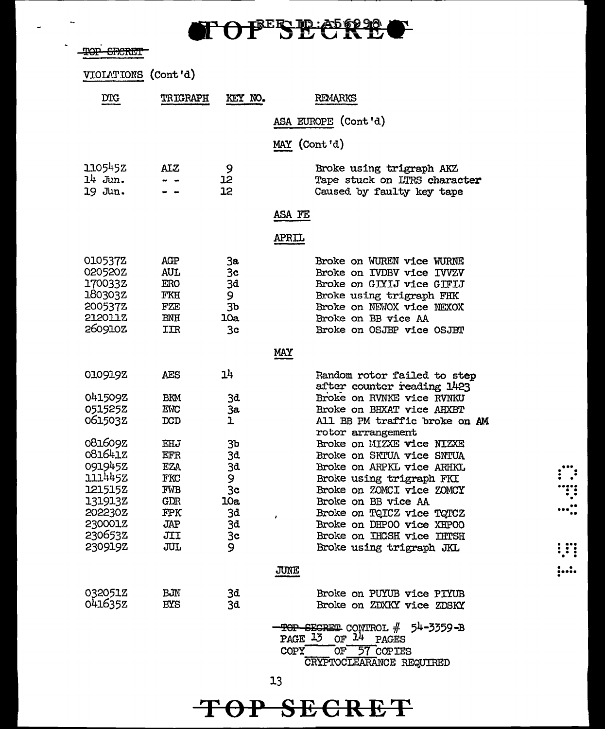TOP SECRET

VIOLATIONS (Cont'd)

| DTG | TRIGRAPH | KEY NO. | REMARKS |
|---|---|---|---|
| | | | **ASA EUROPE (Cont'd)** |
| | | | **MAY (Cont'd)** |
| 110545Z | AIZ | 9 | Broke using trigraph AKZ |
| 14 Jun. | - - | 12 | Tape stuck on LTRS character |
| 19 Jun. | - - | 12 | Caused by faulty key tape |
| | | | **ASA FE** |
| | | | **APRIL** |
| 010537Z | AGP | 3a | Broke on WUREN vice WURNE |
| 020520Z | AUL | 3c | Broke on IVDBV vice IVVZV |
| 170033Z | ERO | 3d | Broke on GIYIJ vice GIFIJ |
| 180303Z | FKH | 9 | Broke using trigraph FHK |
| 200537Z | FZE | 3b | Broke on NEWOX vice NEXOX |
| 212011Z | BNH | 10a | Broke on BB vice AA |
| 260910Z | IIR | 3c | Broke on OSJBP vice OSJBT |
| | | | **MAY** |
| 010919Z | AES | 14 | Random rotor failed to step after counter reading 1423 |
| 041509Z | BKM | 3d | Broke on RVNKE vice RVNKU |
| 051525Z | EWC | 3a | Broke on BHXAT vice AHXBT |
| 061503Z | DCD | 1 | All BB PM traffic broke on AM rotor arrangement |
| 081609Z | EHJ | 3b | Broke on MIZXE vice NIZXE |
| 081641Z | EFR | 3d | Broke on SKTUA vice SNTUA |
| 091945Z | EZA | 3d | Broke on ARPKL vice ARHKL |
| 111445Z | FKC | 9 | Broke using trigraph FKI |
| 121515Z | FWB | 3c | Broke on ZOMCI vice ZOMCY |
| 131913Z | GDR | 10a | Broke on BB vice AA |
| 202230Z | FPK | 3d | Broke on TQICZ vice TQTCZ |
| 230001Z | JAP | 3d | Broke on DHPOO vice XHPOO |
| 230653Z | JII | 3c | Broke on IHCSH vice IHTSH |
| 230919Z | JUL | 9 | Broke using trigraph JKL |
| | | | **JUNE** |
| 032051Z | BJN | 3d | Broke on PUYUB vice PIYUB |
| 041635Z | BYS | 3d | Broke on ZDXKY vice ZDSKY |

~~TOP SECRET~~ CONTROL # 54-3359-B
PAGE 13 OF 14 PAGES
COPY ___ OF 57 COPIES
CRYPTOCLEARANCE REQUIRED

TOP SECRET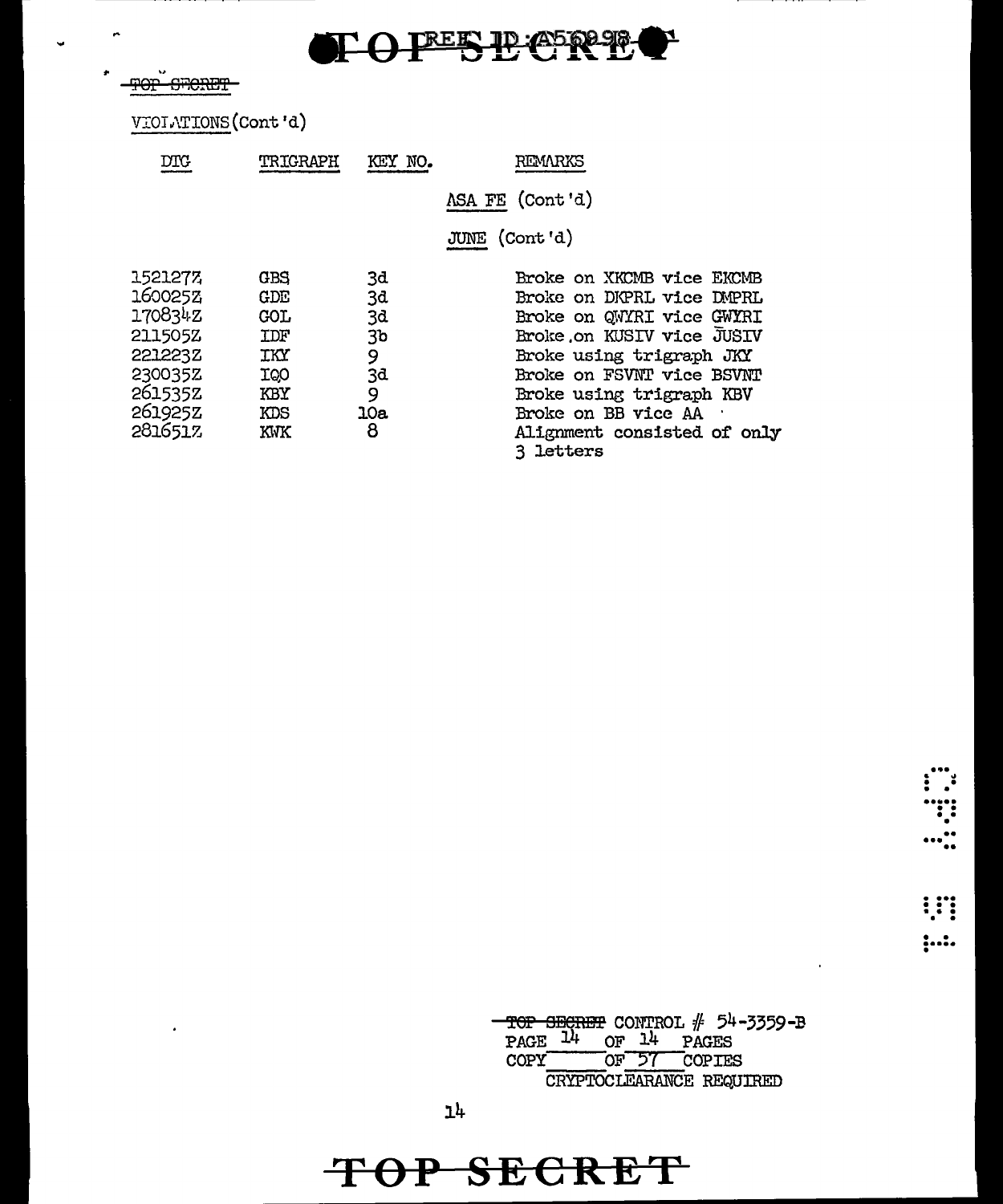TOP SECRET

VIOLATIONS (Cont'd)

| DTG | TRIGRAPH | KEY NO. | REMARKS |
|---|---|---|---|
| | | | ASA FE (Cont'd) |
| | | | JUNE (Cont'd) |
| 152127Z | GBS | 3d | Broke on XKCMB vice EKCMB |
| 160025Z | GDE | 3d | Broke on DKPRL vice DMPRL |
| 170834Z | GOL | 3d | Broke on QWYRI vice GWYRI |
| 211505Z | IDF | 3b | Broke on KUSIV vice JUSIV |
| 221223Z | IKY | 9 | Broke using trigraph JKY |
| 230035Z | IQO | 3d | Broke on FSVNT vice BSVNT |
| 261535Z | KBY | 9 | Broke using trigraph KBV |
| 261925Z | KDS | 10a | Broke on BB vice AA |
| 281651Z | KWK | 8 | Alignment consisted of only 3 letters |

TOP SECRET CONTROL # 54-3359-B
PAGE 14 OF 14 PAGES
COPY ___ OF 57 COPIES
CRYPTOCLEARANCE REQUIRED

TOP SECRET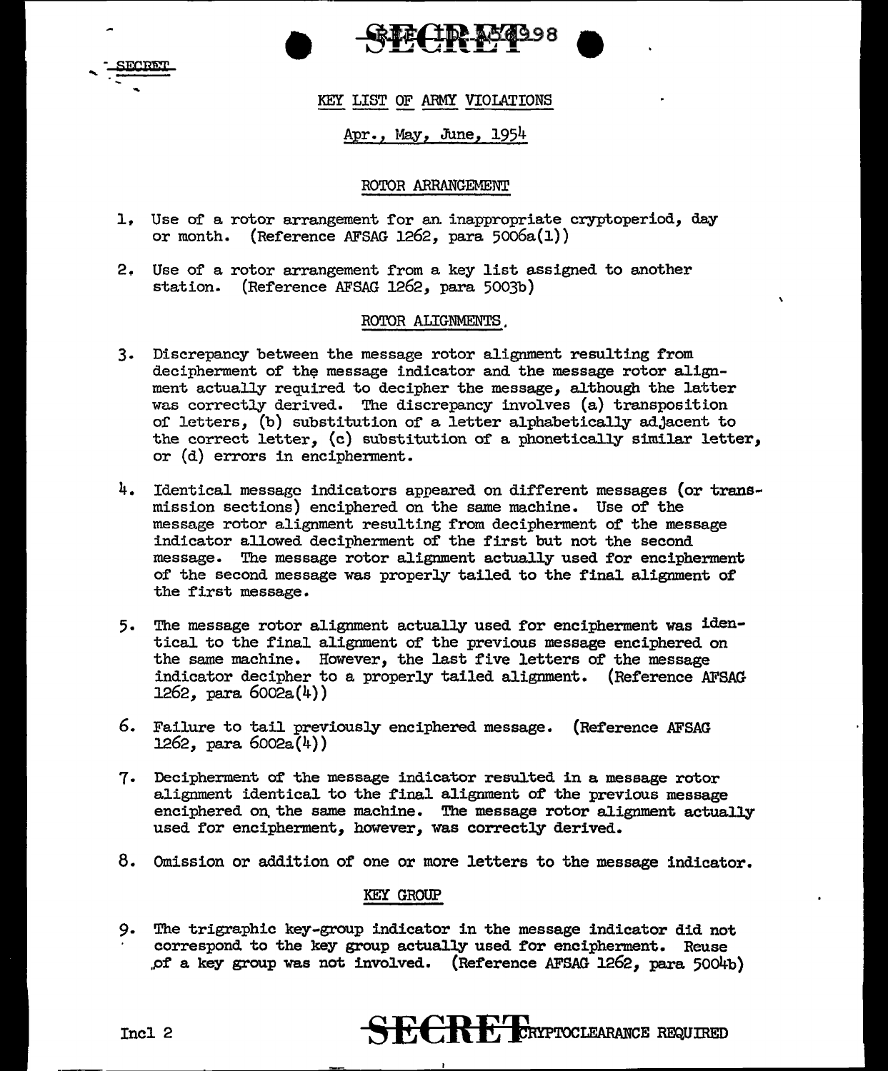SECRET

## KEY LIST OF ARMY VIOLATIONS

### Apr., May, June, 1954

#### ROTOR ARRANGEMENT

1. Use of a rotor arrangement for an inappropriate cryptoperiod, day or month. (Reference AFSAG 1262, para 5006a(1))

2. Use of a rotor arrangement from a key list assigned to another station. (Reference AFSAG 1262, para 5003b)

#### ROTOR ALIGNMENTS

3. Discrepancy between the message rotor alignment resulting from decipherment of the message indicator and the message rotor alignment actually required to decipher the message, although the latter was correctly derived. The discrepancy involves (a) transposition of letters, (b) substitution of a letter alphabetically adjacent to the correct letter, (c) substitution of a phonetically similar letter, or (d) errors in encipherment.

4. Identical message indicators appeared on different messages (or transmission sections) enciphered on the same machine. Use of the message rotor alignment resulting from decipherment of the message indicator allowed decipherment of the first but not the second message. The message rotor alignment actually used for encipherment of the second message was properly tailed to the final alignment of the first message.

5. The message rotor alignment actually used for encipherment was identical to the final alignment of the previous message enciphered on the same machine. However, the last five letters of the message indicator decipher to a properly tailed alignment. (Reference AFSAG 1262, para 6002a(4))

6. Failure to tail previously enciphered message. (Reference AFSAG 1262, para 6002a(4))

7. Decipherment of the message indicator resulted in a message rotor alignment identical to the final alignment of the previous message enciphered on the same machine. The message rotor alignment actually used for encipherment, however, was correctly derived.

8. Omission or addition of one or more letters to the message indicator.

#### KEY GROUP

9. The trigraphic key-group indicator in the message indicator did not correspond to the key group actually used for encipherment. Reuse of a key group was not involved. (Reference AFSAG 1262, para 5004b)

Incl 2

SECRET CRYPTOCLEARANCE REQUIRED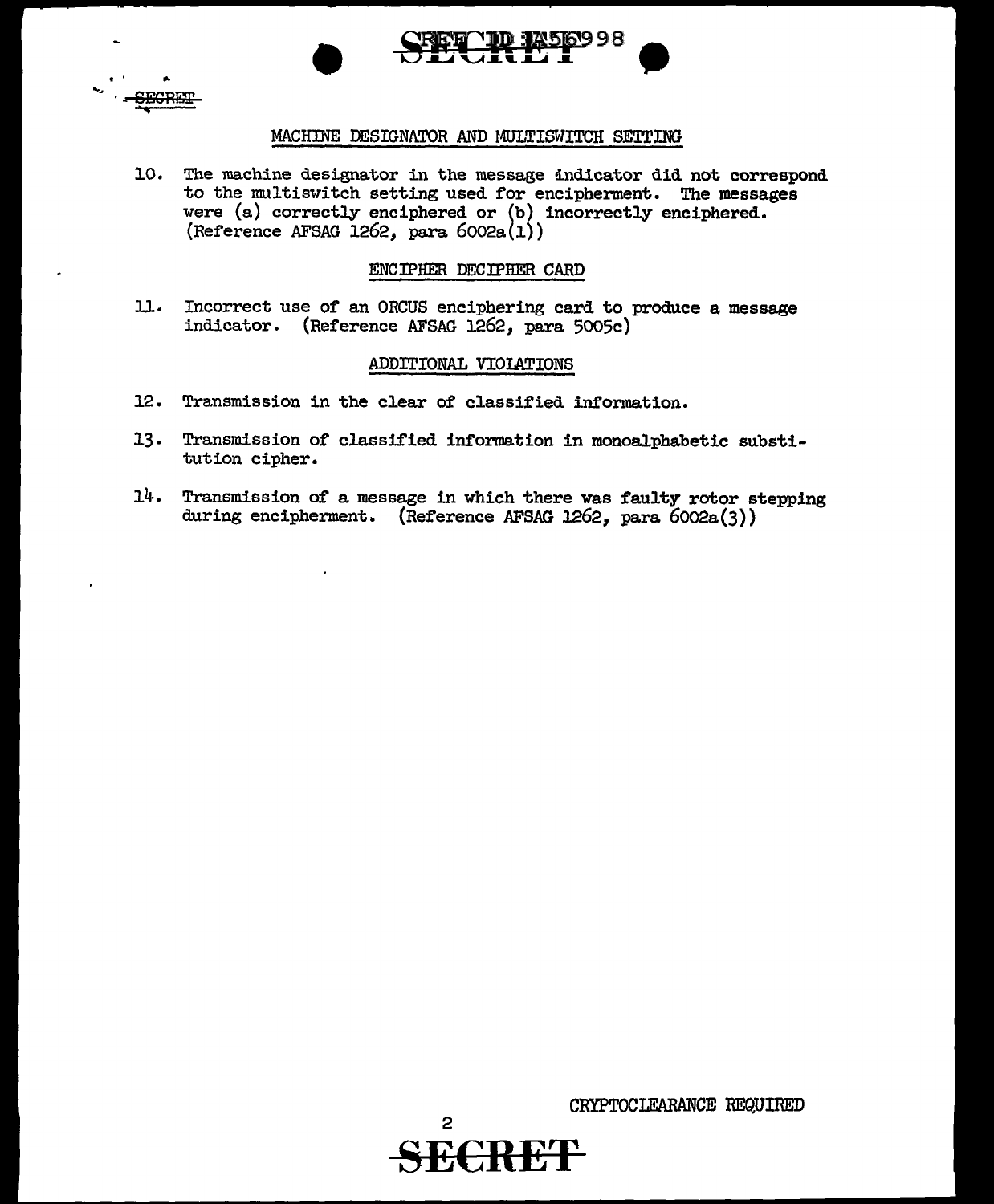## MACHINE DESIGNATOR AND MULTISWITCH SETTING

10. The machine designator in the message indicator did not correspond to the multiswitch setting used for encipherment. The messages were (a) correctly enciphered or (b) incorrectly enciphered. (Reference AFSAG 1262, para 6002a(1))

## ENCIPHER DECIPHER CARD

11. Incorrect use of an ORCUS enciphering card to produce a message indicator. (Reference AFSAG 1262, para 5005c)

## ADDITIONAL VIOLATIONS

12. Transmission in the clear of classified information.

13. Transmission of classified information in monoalphabetic substitution cipher.

14. Transmission of a message in which there was faulty rotor stepping during encipherment. (Reference AFSAG 1262, para 6002a(3))

CRYPTOCLEARANCE REQUIRED